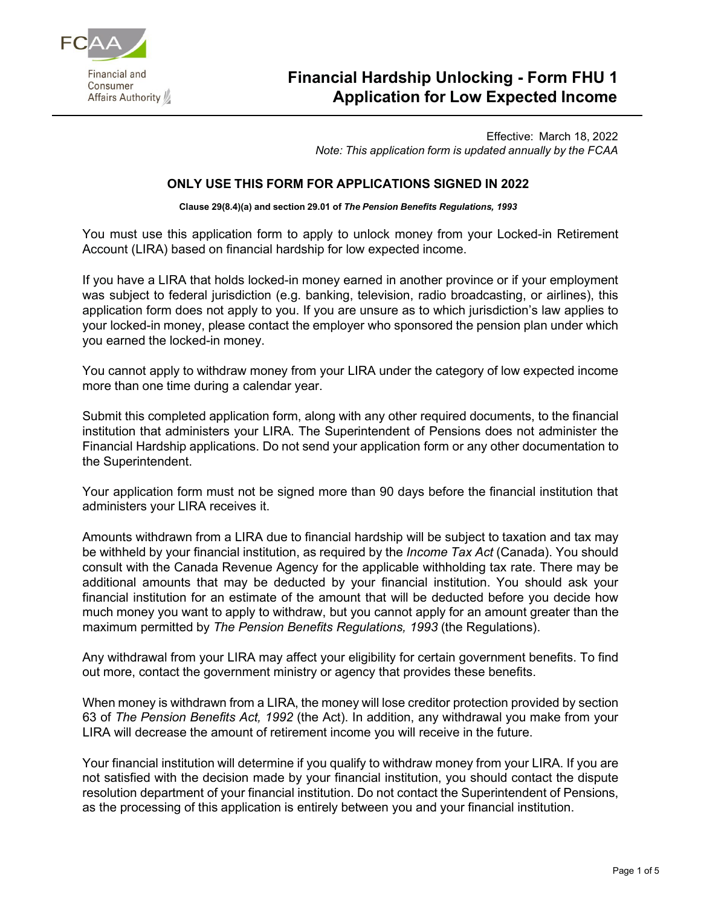FCAA

Financial and Consumer Affairs Authority

# Financial Hardship Unlocking - Form FHU 1
# Application for Low Expected Income

Effective: March 18, 2022

*Note: This application form is updated annually by the FCAA*

**ONLY USE THIS FORM FOR APPLICATIONS SIGNED IN 2022**

**Clause 29(8.4)(a) and section 29.01 of *The Pension Benefits Regulations, 1993***

You must use this application form to apply to unlock money from your Locked-in Retirement Account (LIRA) based on financial hardship for low expected income.

If you have a LIRA that holds locked-in money earned in another province or if your employment was subject to federal jurisdiction (e.g. banking, television, radio broadcasting, or airlines), this application form does not apply to you. If you are unsure as to which jurisdiction's law applies to your locked-in money, please contact the employer who sponsored the pension plan under which you earned the locked-in money.

You cannot apply to withdraw money from your LIRA under the category of low expected income more than one time during a calendar year.

Submit this completed application form, along with any other required documents, to the financial institution that administers your LIRA. The Superintendent of Pensions does not administer the Financial Hardship applications. Do not send your application form or any other documentation to the Superintendent.

Your application form must not be signed more than 90 days before the financial institution that administers your LIRA receives it.

Amounts withdrawn from a LIRA due to financial hardship will be subject to taxation and tax may be withheld by your financial institution, as required by the *Income Tax Act* (Canada). You should consult with the Canada Revenue Agency for the applicable withholding tax rate. There may be additional amounts that may be deducted by your financial institution. You should ask your financial institution for an estimate of the amount that will be deducted before you decide how much money you want to apply to withdraw, but you cannot apply for an amount greater than the maximum permitted by *The Pension Benefits Regulations, 1993* (the Regulations).

Any withdrawal from your LIRA may affect your eligibility for certain government benefits. To find out more, contact the government ministry or agency that provides these benefits.

When money is withdrawn from a LIRA, the money will lose creditor protection provided by section 63 of *The Pension Benefits Act, 1992* (the Act). In addition, any withdrawal you make from your LIRA will decrease the amount of retirement income you will receive in the future.

Your financial institution will determine if you qualify to withdraw money from your LIRA. If you are not satisfied with the decision made by your financial institution, you should contact the dispute resolution department of your financial institution. Do not contact the Superintendent of Pensions, as the processing of this application is entirely between you and your financial institution.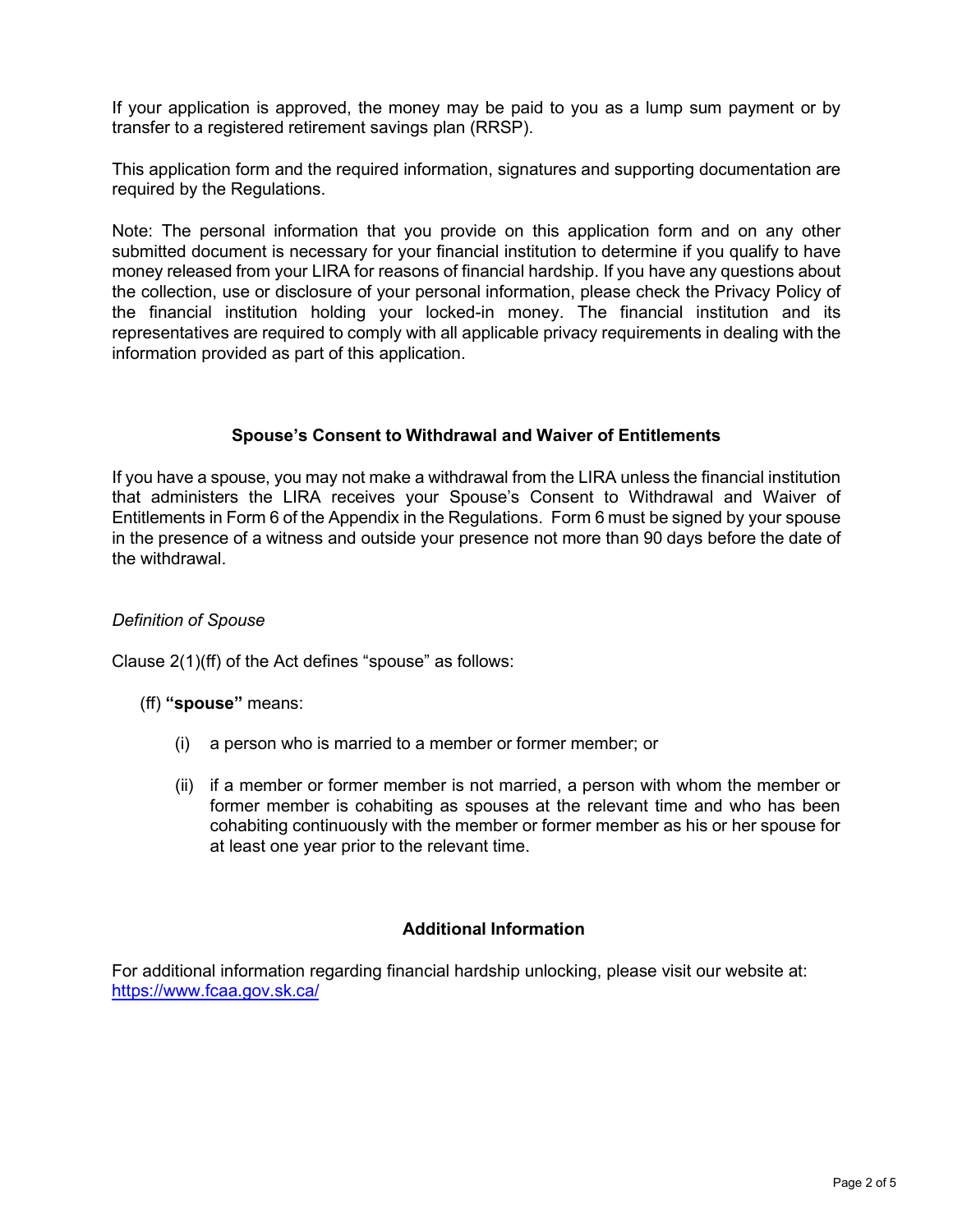If your application is approved, the money may be paid to you as a lump sum payment or by transfer to a registered retirement savings plan (RRSP).

This application form and the required information, signatures and supporting documentation are required by the Regulations.

Note: The personal information that you provide on this application form and on any other submitted document is necessary for your financial institution to determine if you qualify to have money released from your LIRA for reasons of financial hardship. If you have any questions about the collection, use or disclosure of your personal information, please check the Privacy Policy of the financial institution holding your locked-in money. The financial institution and its representatives are required to comply with all applicable privacy requirements in dealing with the information provided as part of this application.

## Spouse's Consent to Withdrawal and Waiver of Entitlements

If you have a spouse, you may not make a withdrawal from the LIRA unless the financial institution that administers the LIRA receives your Spouse's Consent to Withdrawal and Waiver of Entitlements in Form 6 of the Appendix in the Regulations. Form 6 must be signed by your spouse in the presence of a witness and outside your presence not more than 90 days before the date of the withdrawal.

*Definition of Spouse*

Clause 2(1)(ff) of the Act defines "spouse" as follows:

(ff) **"spouse"** means:

(i) a person who is married to a member or former member; or

(ii) if a member or former member is not married, a person with whom the member or former member is cohabiting as spouses at the relevant time and who has been cohabiting continuously with the member or former member as his or her spouse for at least one year prior to the relevant time.

## Additional Information

For additional information regarding financial hardship unlocking, please visit our website at: https://www.fcaa.gov.sk.ca/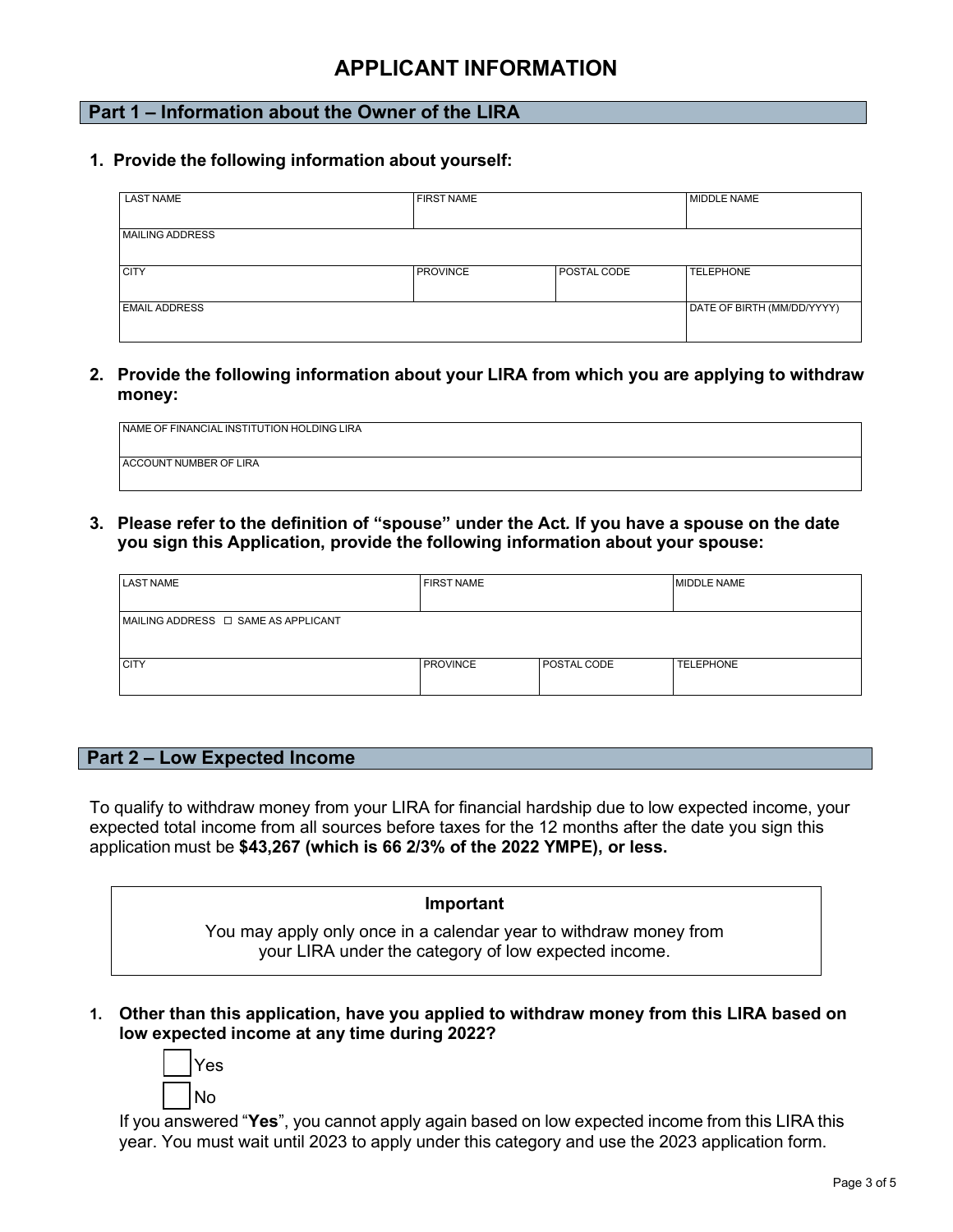# APPLICANT INFORMATION

## Part 1 – Information about the Owner of the LIRA

**1. Provide the following information about yourself:**

| LAST NAME | FIRST NAME | | MIDDLE NAME |
|---|---|---|---|
| MAILING ADDRESS | | | |
| CITY | PROVINCE | POSTAL CODE | TELEPHONE |
| EMAIL ADDRESS | | | DATE OF BIRTH (MM/DD/YYYY) |

**2. Provide the following information about your LIRA from which you are applying to withdraw money:**

| NAME OF FINANCIAL INSTITUTION HOLDING LIRA |
|---|
| ACCOUNT NUMBER OF LIRA |

**3. Please refer to the definition of "spouse" under the Act. If you have a spouse on the date you sign this Application, provide the following information about your spouse:**

| LAST NAME | FIRST NAME | | MIDDLE NAME |
|---|---|---|---|
| MAILING ADDRESS ☐ SAME AS APPLICANT | | | |
| CITY | PROVINCE | POSTAL CODE | TELEPHONE |

## Part 2 – Low Expected Income

To qualify to withdraw money from your LIRA for financial hardship due to low expected income, your expected total income from all sources before taxes for the 12 months after the date you sign this application must be **$43,267 (which is 66 2/3% of the 2022 YMPE), or less.**

> **Important**
>
> You may apply only once in a calendar year to withdraw money from your LIRA under the category of low expected income.

**1. Other than this application, have you applied to withdraw money from this LIRA based on low expected income at any time during 2022?**

☐ Yes

☐ No

If you answered "**Yes**", you cannot apply again based on low expected income from this LIRA this year. You must wait until 2023 to apply under this category and use the 2023 application form.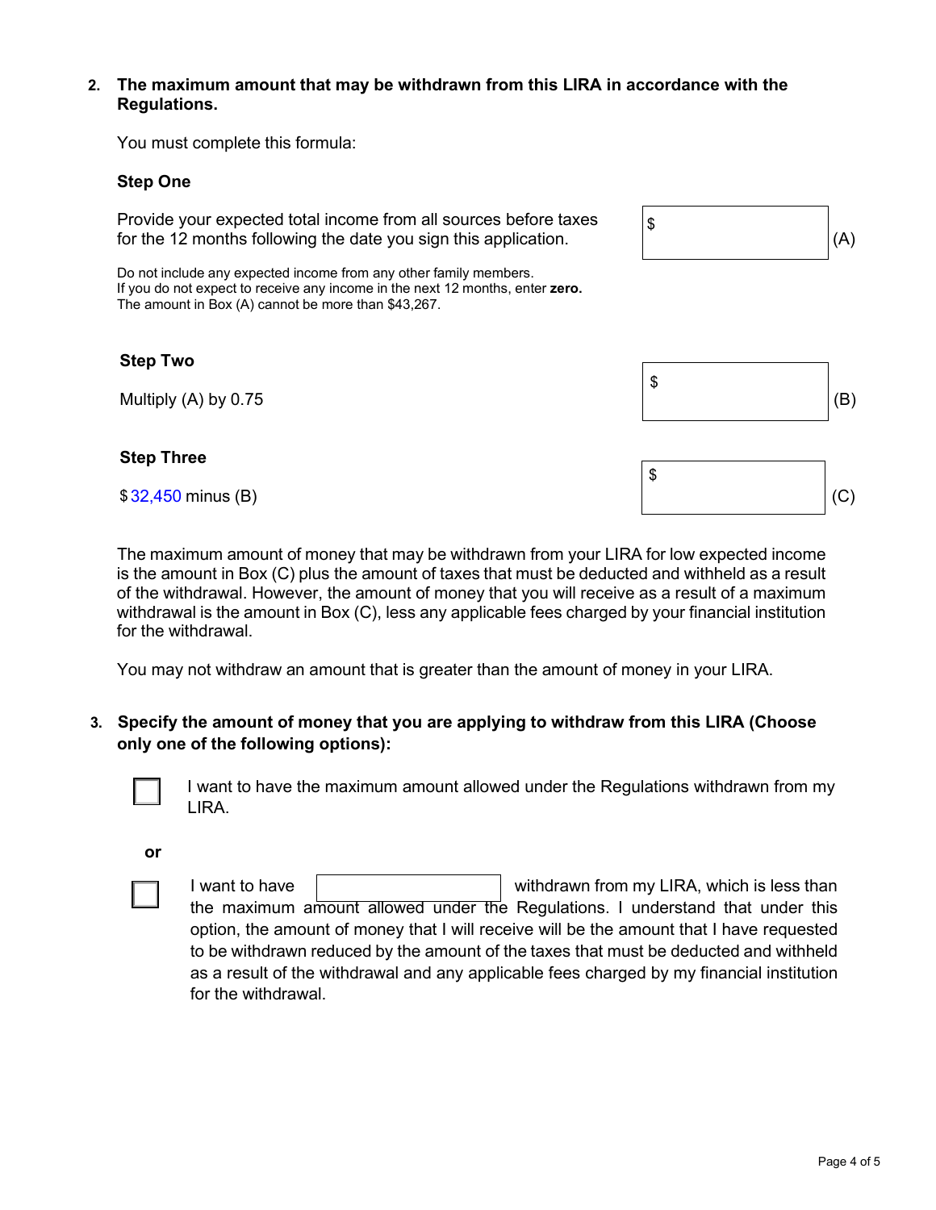**2. The maximum amount that may be withdrawn from this LIRA in accordance with the Regulations.**

You must complete this formula:

**Step One**

Provide your expected total income from all sources before taxes for the 12 months following the date you sign this application. $ ____________ (A)

Do not include any expected income from any other family members.
If you do not expect to receive any income in the next 12 months, enter **zero.**
The amount in Box (A) cannot be more than $43,267.

**Step Two**

Multiply (A) by 0.75 $ ____________ (B)

**Step Three**

$ 32,450 minus (B) $ ____________ (C)

The maximum amount of money that may be withdrawn from your LIRA for low expected income is the amount in Box (C) plus the amount of taxes that must be deducted and withheld as a result of the withdrawal. However, the amount of money that you will receive as a result of a maximum withdrawal is the amount in Box (C), less any applicable fees charged by your financial institution for the withdrawal.

You may not withdraw an amount that is greater than the amount of money in your LIRA.

**3. Specify the amount of money that you are applying to withdraw from this LIRA (Choose only one of the following options):**

☐ I want to have the maximum amount allowed under the Regulations withdrawn from my LIRA.

**or**

☐ I want to have ____________ withdrawn from my LIRA, which is less than the maximum amount allowed under the Regulations. I understand that under this option, the amount of money that I will receive will be the amount that I have requested to be withdrawn reduced by the amount of the taxes that must be deducted and withheld as a result of the withdrawal and any applicable fees charged by my financial institution for the withdrawal.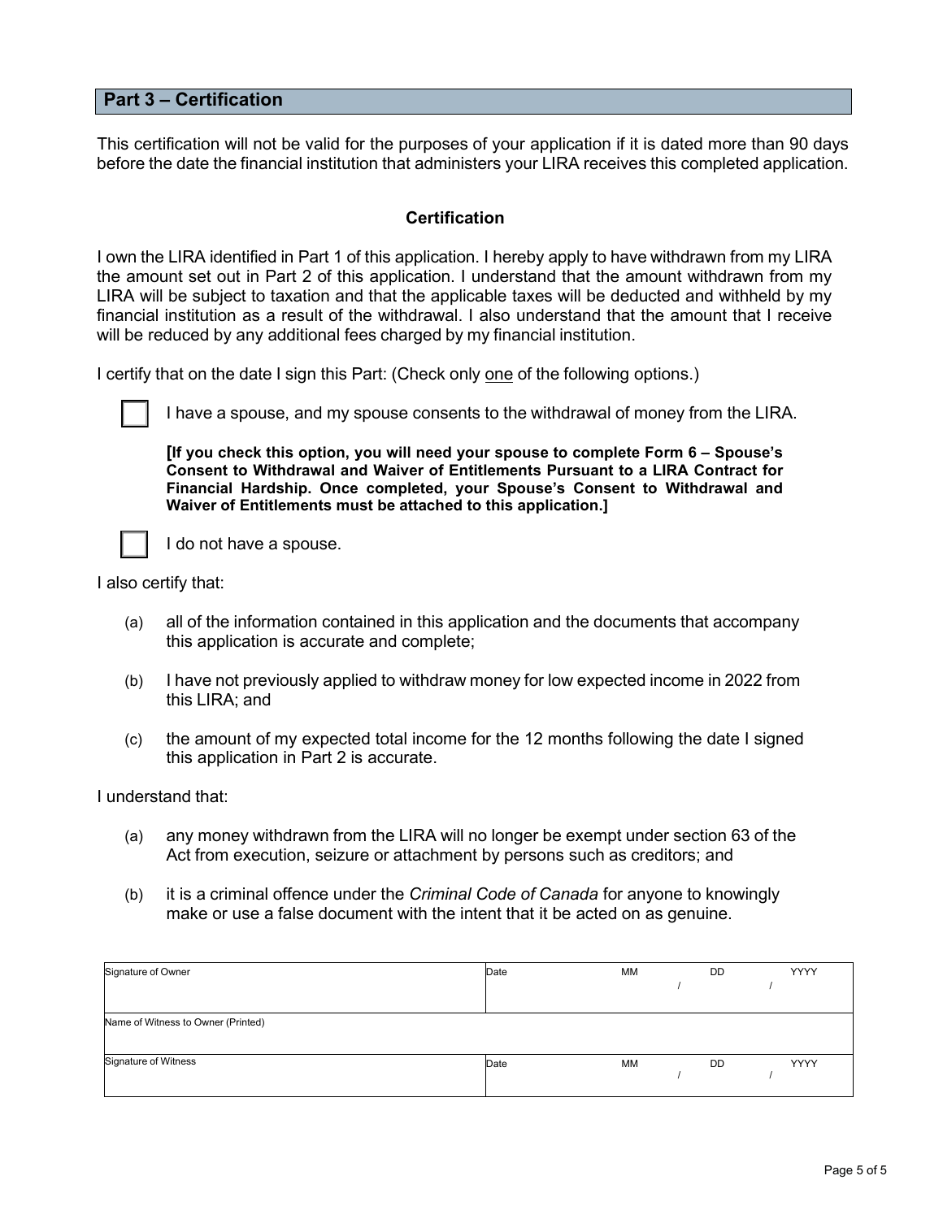## Part 3 – Certification

This certification will not be valid for the purposes of your application if it is dated more than 90 days before the date the financial institution that administers your LIRA receives this completed application.

### Certification

I own the LIRA identified in Part 1 of this application. I hereby apply to have withdrawn from my LIRA the amount set out in Part 2 of this application. I understand that the amount withdrawn from my LIRA will be subject to taxation and that the applicable taxes will be deducted and withheld by my financial institution as a result of the withdrawal. I also understand that the amount that I receive will be reduced by any additional fees charged by my financial institution.

I certify that on the date I sign this Part: (Check only one of the following options.)

☐ I have a spouse, and my spouse consents to the withdrawal of money from the LIRA.

**[If you check this option, you will need your spouse to complete Form 6 – Spouse's Consent to Withdrawal and Waiver of Entitlements Pursuant to a LIRA Contract for Financial Hardship. Once completed, your Spouse's Consent to Withdrawal and Waiver of Entitlements must be attached to this application.]**

☐ I do not have a spouse.

I also certify that:

(a) all of the information contained in this application and the documents that accompany this application is accurate and complete;

(b) I have not previously applied to withdraw money for low expected income in 2022 from this LIRA; and

(c) the amount of my expected total income for the 12 months following the date I signed this application in Part 2 is accurate.

I understand that:

(a) any money withdrawn from the LIRA will no longer be exempt under section 63 of the Act from execution, seizure or attachment by persons such as creditors; and

(b) it is a criminal offence under the *Criminal Code of Canada* for anyone to knowingly make or use a false document with the intent that it be acted on as genuine.

| | |
|---|---|
| Signature of Owner | Date MM / DD / YYYY |
| Name of Witness to Owner (Printed) | |
| Signature of Witness | Date MM / DD / YYYY |